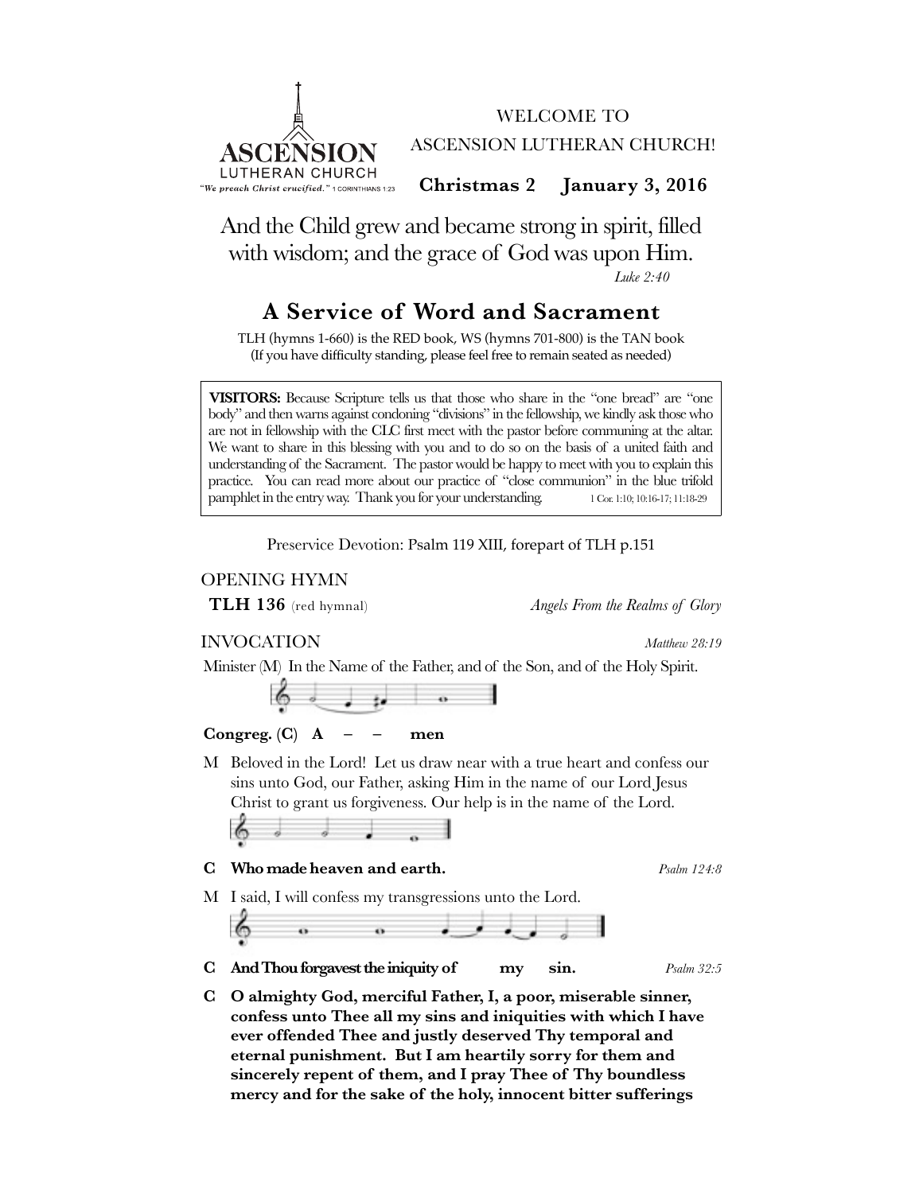ASCENSION LUTHERAN CHURCH
"*We preach Christ crucified.*" 1 CORINTHIANS 1:23

WELCOME TO
ASCENSION LUTHERAN CHURCH!

**Christmas 2 January 3, 2016**

And the Child grew and became strong in spirit, filled with wisdom; and the grace of God was upon Him.
*Luke 2:40*

# A Service of Word and Sacrament

TLH (hymns 1-660) is the RED book, WS (hymns 701-800) is the TAN book
(If you have difficulty standing, please feel free to remain seated as needed)

> **VISITORS:** Because Scripture tells us that those who share in the "one bread" are "one body" and then warns against condoning "divisions" in the fellowship, we kindly ask those who are not in fellowship with the CLC first meet with the pastor before communing at the altar. We want to share in this blessing with you and to do so on the basis of a united faith and understanding of the Sacrament. The pastor would be happy to meet with you to explain this practice. You can read more about our practice of "close communion" in the blue trifold pamphlet in the entry way. Thank you for your understanding. 1 Cor. 1:10; 10:16-17; 11:18-29

Preservice Devotion: Psalm 119 XIII, forepart of TLH p.151

## OPENING HYMN

**TLH 136** (red hymnal) *Angels From the Realms of Glory*

## INVOCATION

*Matthew 28:19*

Minister (M) In the Name of the Father, and of the Son, and of the Holy Spirit.

**Congreg. (C) A – – men**

M Beloved in the Lord! Let us draw near with a true heart and confess our sins unto God, our Father, asking Him in the name of our Lord Jesus Christ to grant us forgiveness. Our help is in the name of the Lord.

**C Who made heaven and earth.** *Psalm 124:8*

M I said, I will confess my transgressions unto the Lord.

**C And Thou forgavest the iniquity of my sin.** *Psalm 32:5*

**C O almighty God, merciful Father, I, a poor, miserable sinner, confess unto Thee all my sins and iniquities with which I have ever offended Thee and justly deserved Thy temporal and eternal punishment. But I am heartily sorry for them and sincerely repent of them, and I pray Thee of Thy boundless mercy and for the sake of the holy, innocent bitter sufferings**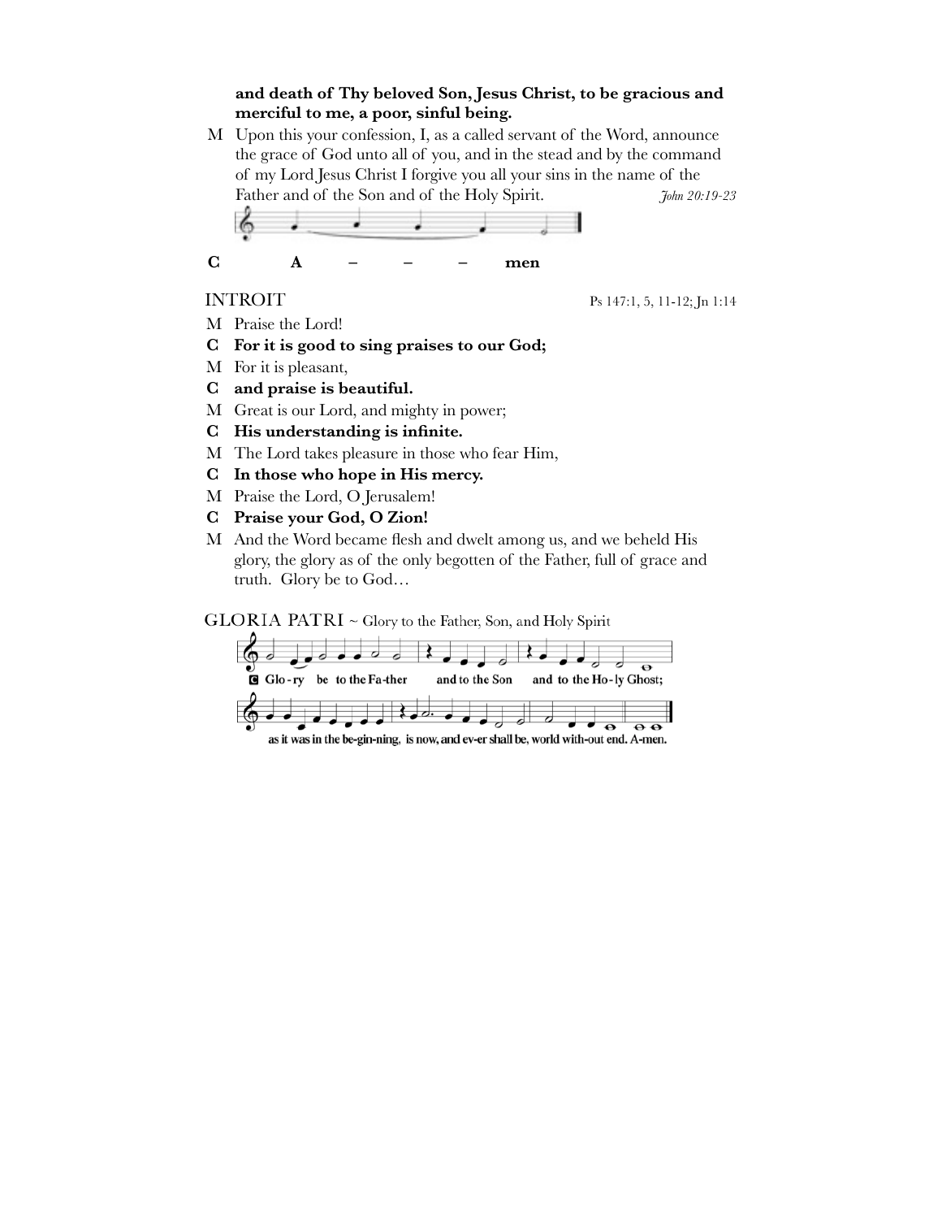**and death of Thy beloved Son, Jesus Christ, to be gracious and merciful to me, a poor, sinful being.**

M Upon this your confession, I, as a called servant of the Word, announce the grace of God unto all of you, and in the stead and by the command of my Lord Jesus Christ I forgive you all your sins in the name of the Father and of the Son and of the Holy Spirit. *John 20:19-23*

**C A – – – men**

## INTROIT

Ps 147:1, 5, 11-12; Jn 1:14

M Praise the Lord!

**C For it is good to sing praises to our God;**

M For it is pleasant,

**C and praise is beautiful.**

M Great is our Lord, and mighty in power;

**C His understanding is infinite.**

M The Lord takes pleasure in those who fear Him,

**C In those who hope in His mercy.**

M Praise the Lord, O Jerusalem!

**C Praise your God, O Zion!**

M And the Word became flesh and dwelt among us, and we beheld His glory, the glory as of the only begotten of the Father, full of grace and truth. Glory be to God…

## GLORIA PATRI ~ Glory to the Father, Son, and Holy Spirit

**C Glo-ry be to the Fa-ther and to the Son and to the Ho-ly Ghost; as it was in the be-gin-ning, is now, and ev-er shall be, world with-out end. A-men.**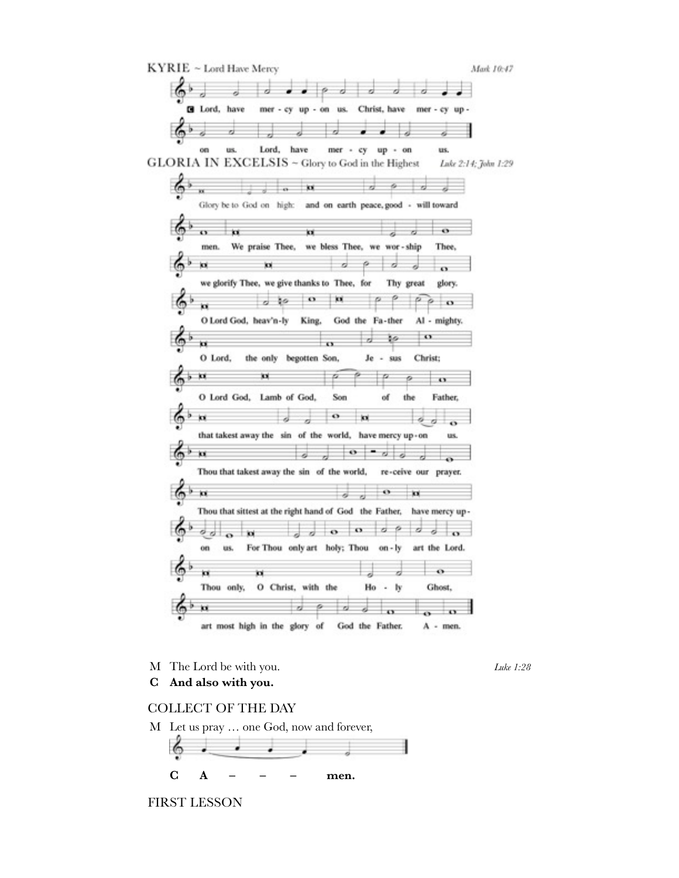## KYRIE ~ Lord Have Mercy

*Mark 10:47*

**C** Lord, have mer - cy up - on us. Christ, have mer - cy up - on us. Lord, have mer - cy up - on us.

## GLORIA IN EXCELSIS ~ Glory to God in the Highest

*Luke 2:14; John 1:29*

Glory be to God on high: and on earth peace, good - will toward men. We praise Thee, we bless Thee, we wor - ship Thee, we glorify Thee, we give thanks to Thee, for Thy great glory. O Lord God, heav'n-ly King, God the Fa-ther Al - mighty. O Lord, the only begotten Son, Je - sus Christ; O Lord God, Lamb of God, Son of the Father, that takest away the sin of the world, have mercy up-on us. Thou that takest away the sin of the world, re-ceive our prayer. Thou that sittest at the right hand of God the Father, have mercy up - on us. For Thou only art holy; Thou on - ly art the Lord. Thou only, O Christ, with the Ho - ly Ghost, art most high in the glory of God the Father. A - men.

M The Lord be with you. *Luke 1:28*

**C And also with you.**

## COLLECT OF THE DAY

M Let us pray … one God, now and forever,

**C A – – – men.**

## FIRST LESSON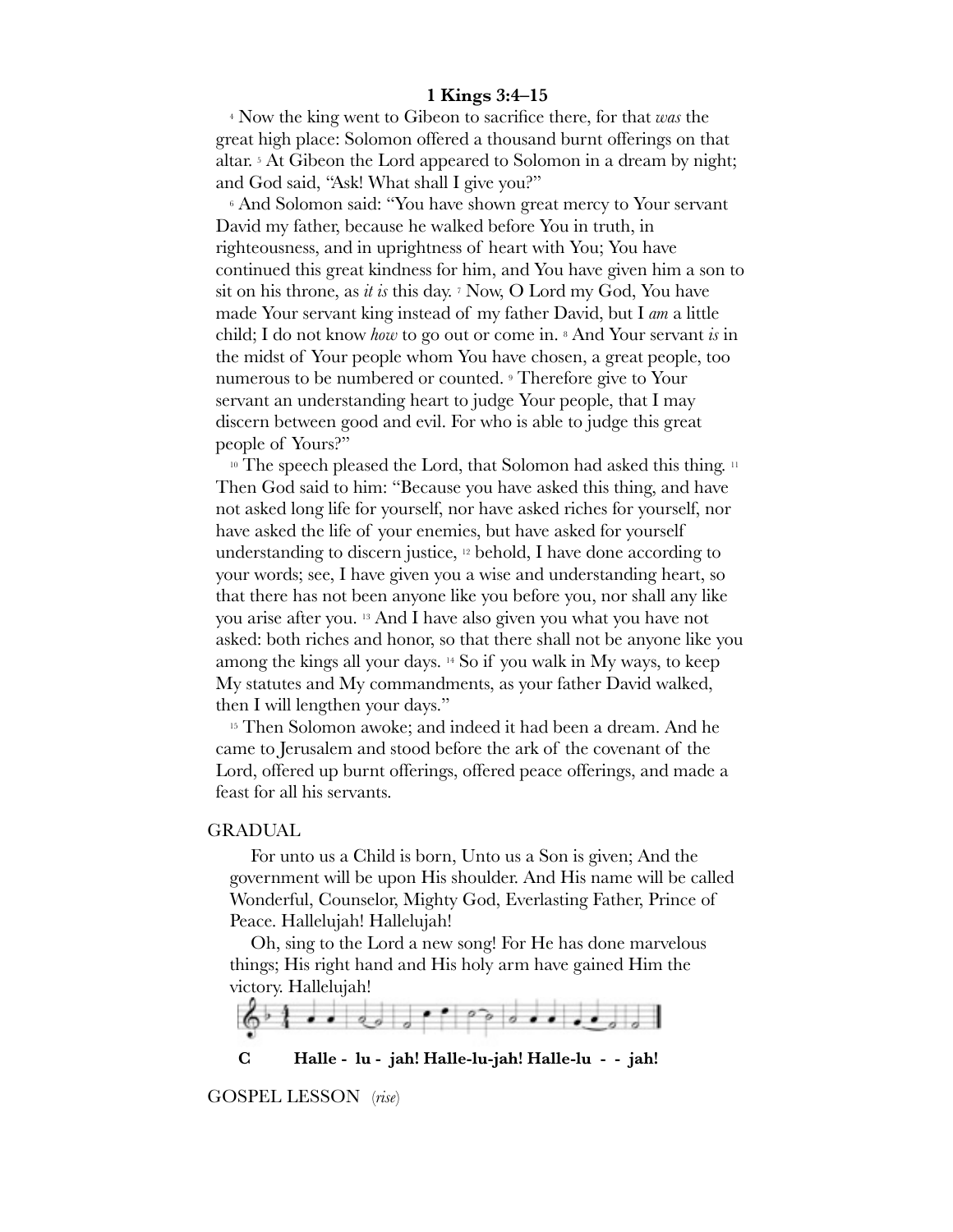**1 Kings 3:4–15**

[4] Now the king went to Gibeon to sacrifice there, for that *was* the great high place: Solomon offered a thousand burnt offerings on that altar. [5] At Gibeon the Lord appeared to Solomon in a dream by night; and God said, "Ask! What shall I give you?"

[6] And Solomon said: "You have shown great mercy to Your servant David my father, because he walked before You in truth, in righteousness, and in uprightness of heart with You; You have continued this great kindness for him, and You have given him a son to sit on his throne, as *it is* this day. [7] Now, O Lord my God, You have made Your servant king instead of my father David, but I *am* a little child; I do not know *how* to go out or come in. [8] And Your servant *is* in the midst of Your people whom You have chosen, a great people, too numerous to be numbered or counted. [9] Therefore give to Your servant an understanding heart to judge Your people, that I may discern between good and evil. For who is able to judge this great people of Yours?"

[10] The speech pleased the Lord, that Solomon had asked this thing. [11] Then God said to him: "Because you have asked this thing, and have not asked long life for yourself, nor have asked riches for yourself, nor have asked the life of your enemies, but have asked for yourself understanding to discern justice, [12] behold, I have done according to your words; see, I have given you a wise and understanding heart, so that there has not been anyone like you before you, nor shall any like you arise after you. [13] And I have also given you what you have not asked: both riches and honor, so that there shall not be anyone like you among the kings all your days. [14] So if you walk in My ways, to keep My statutes and My commandments, as your father David walked, then I will lengthen your days."

[15] Then Solomon awoke; and indeed it had been a dream. And he came to Jerusalem and stood before the ark of the covenant of the Lord, offered up burnt offerings, offered peace offerings, and made a feast for all his servants.

GRADUAL

For unto us a Child is born, Unto us a Son is given; And the government will be upon His shoulder. And His name will be called Wonderful, Counselor, Mighty God, Everlasting Father, Prince of Peace. Hallelujah! Hallelujah!

Oh, sing to the Lord a new song! For He has done marvelous things; His right hand and His holy arm have gained Him the victory. Hallelujah!

**C** **Halle - lu - jah! Halle-lu-jah! Halle-lu - - jah!**

GOSPEL LESSON (*rise*)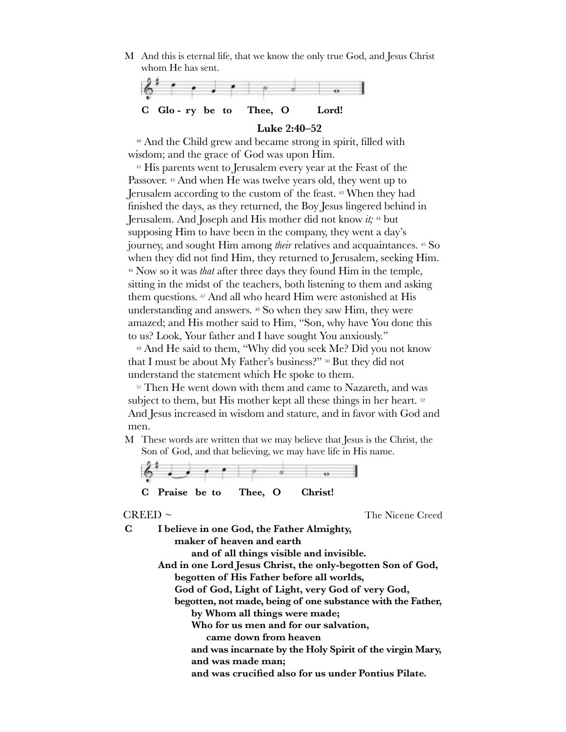M And this is eternal life, that we know the only true God, and Jesus Christ whom He has sent.

**C Glo - ry be to Thee, O Lord!**

**Luke 2:40–52**

[40] And the Child grew and became strong in spirit, filled with wisdom; and the grace of God was upon Him.

[41] His parents went to Jerusalem every year at the Feast of the Passover. [42] And when He was twelve years old, they went up to Jerusalem according to the custom of the feast. [43] When they had finished the days, as they returned, the Boy Jesus lingered behind in Jerusalem. And Joseph and His mother did not know *it;* [44] but supposing Him to have been in the company, they went a day's journey, and sought Him among *their* relatives and acquaintances. [45] So when they did not find Him, they returned to Jerusalem, seeking Him. [46] Now so it was *that* after three days they found Him in the temple, sitting in the midst of the teachers, both listening to them and asking them questions. [47] And all who heard Him were astonished at His understanding and answers. [48] So when they saw Him, they were amazed; and His mother said to Him, "Son, why have You done this to us? Look, Your father and I have sought You anxiously."

[49] And He said to them, "Why did you seek Me? Did you not know that I must be about My Father's business?" [50] But they did not understand the statement which He spoke to them.

[51] Then He went down with them and came to Nazareth, and was subject to them, but His mother kept all these things in her heart. [52] And Jesus increased in wisdom and stature, and in favor with God and men.

M These words are written that we may believe that Jesus is the Christ, the Son of God, and that believing, we may have life in His name.

**C Praise be to Thee, O Christ!**

CREED ~ The Nicene Creed

**C I believe in one God, the Father Almighty,**
**maker of heaven and earth**
**and of all things visible and invisible.**
**And in one Lord Jesus Christ, the only-begotten Son of God,**
**begotten of His Father before all worlds,**
**God of God, Light of Light, very God of very God,**
**begotten, not made, being of one substance with the Father,**
**by Whom all things were made;**
**Who for us men and for our salvation,**
**came down from heaven**
**and was incarnate by the Holy Spirit of the virgin Mary,**
**and was made man;**
**and was crucified also for us under Pontius Pilate.**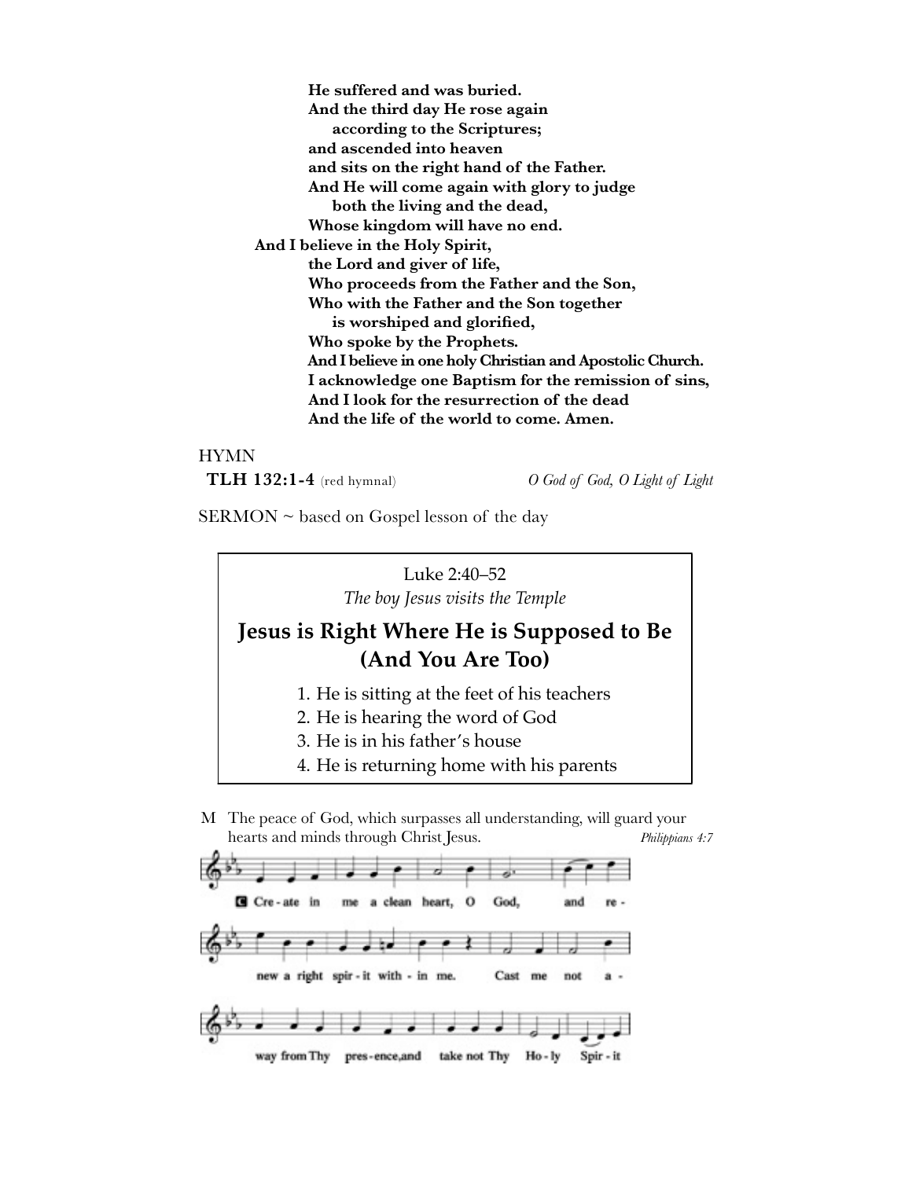**He suffered and was buried.**
**And the third day He rose again**
**according to the Scriptures;**
**and ascended into heaven**
**and sits on the right hand of the Father.**
**And He will come again with glory to judge**
**both the living and the dead,**
**Whose kingdom will have no end.**
**And I believe in the Holy Spirit,**
**the Lord and giver of life,**
**Who proceeds from the Father and the Son,**
**Who with the Father and the Son together**
**is worshiped and glorified,**
**Who spoke by the Prophets.**
**And I believe in one holy Christian and Apostolic Church.**
**I acknowledge one Baptism for the remission of sins,**
**And I look for the resurrection of the dead**
**And the life of the world to come. Amen.**

HYMN
**TLH 132:1-4** (red hymnal) *O God of God, O Light of Light*

SERMON ~ based on Gospel lesson of the day

Luke 2:40–52
*The boy Jesus visits the Temple*

**Jesus is Right Where He is Supposed to Be (And You Are Too)**

1. He is sitting at the feet of his teachers
2. He is hearing the word of God
3. He is in his father's house
4. He is returning home with his parents

M The peace of God, which surpasses all understanding, will guard your hearts and minds through Christ Jesus. *Philippians 4:7*

C Create in me a clean heart, O God, and renew a right spirit within me. Cast me not away from Thy presence, and take not Thy Holy Spirit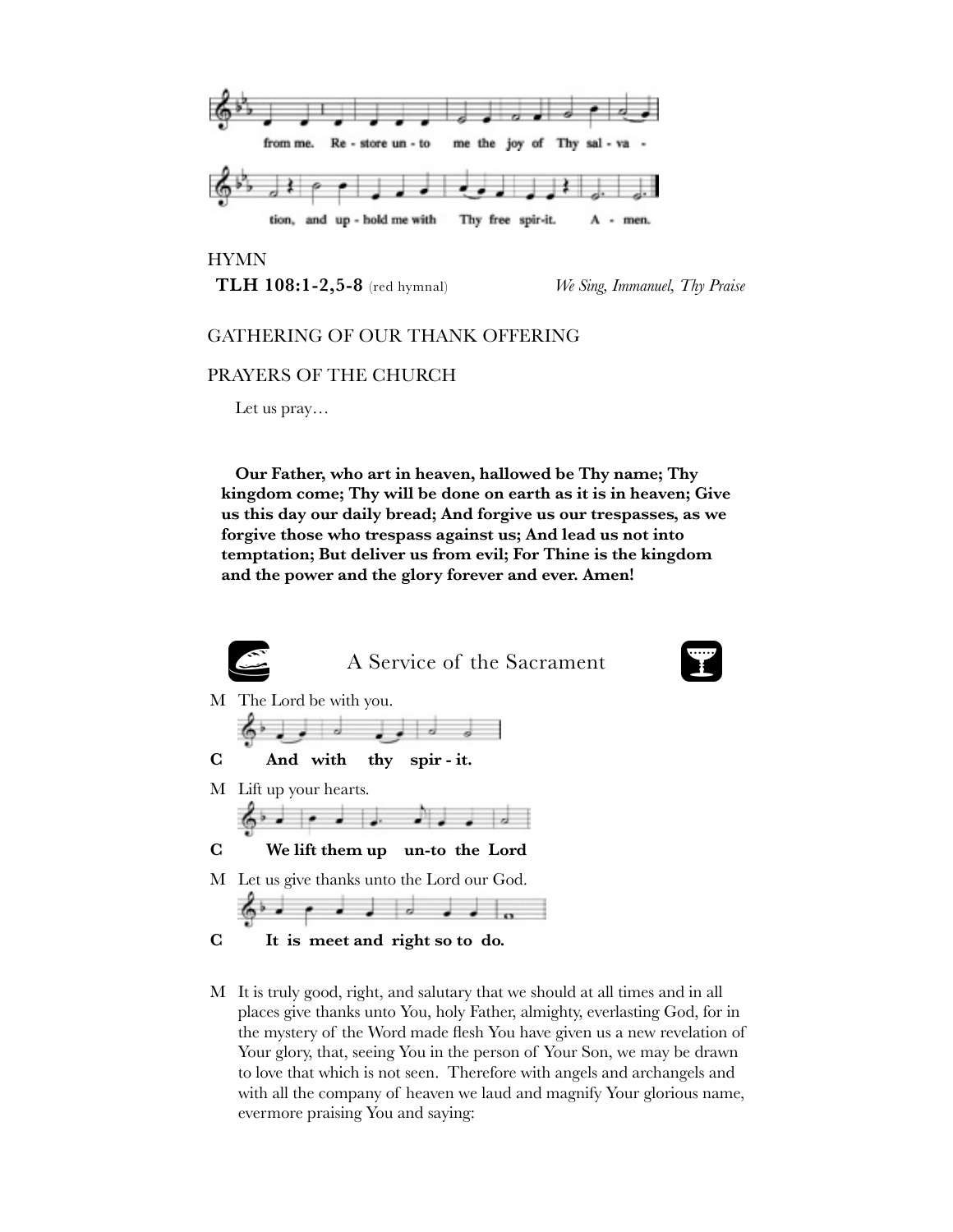from me. Re - store un - to me the joy of Thy sal - va - tion, and up - hold me with Thy free spir-it. A - men.

HYMN

**TLH 108:1-2,5-8** (red hymnal) *We Sing, Immanuel, Thy Praise*

GATHERING OF OUR THANK OFFERING

PRAYERS OF THE CHURCH

Let us pray…

**Our Father, who art in heaven, hallowed be Thy name; Thy kingdom come; Thy will be done on earth as it is in heaven; Give us this day our daily bread; And forgive us our trespasses, as we forgive those who trespass against us; And lead us not into temptation; But deliver us from evil; For Thine is the kingdom and the power and the glory forever and ever. Amen!**

## A Service of the Sacrament

M The Lord be with you.

**C And with thy spir - it.**

M Lift up your hearts.

**C We lift them up un-to the Lord**

M Let us give thanks unto the Lord our God.

**C It is meet and right so to do.**

M It is truly good, right, and salutary that we should at all times and in all places give thanks unto You, holy Father, almighty, everlasting God, for in the mystery of the Word made flesh You have given us a new revelation of Your glory, that, seeing You in the person of Your Son, we may be drawn to love that which is not seen. Therefore with angels and archangels and with all the company of heaven we laud and magnify Your glorious name, evermore praising You and saying: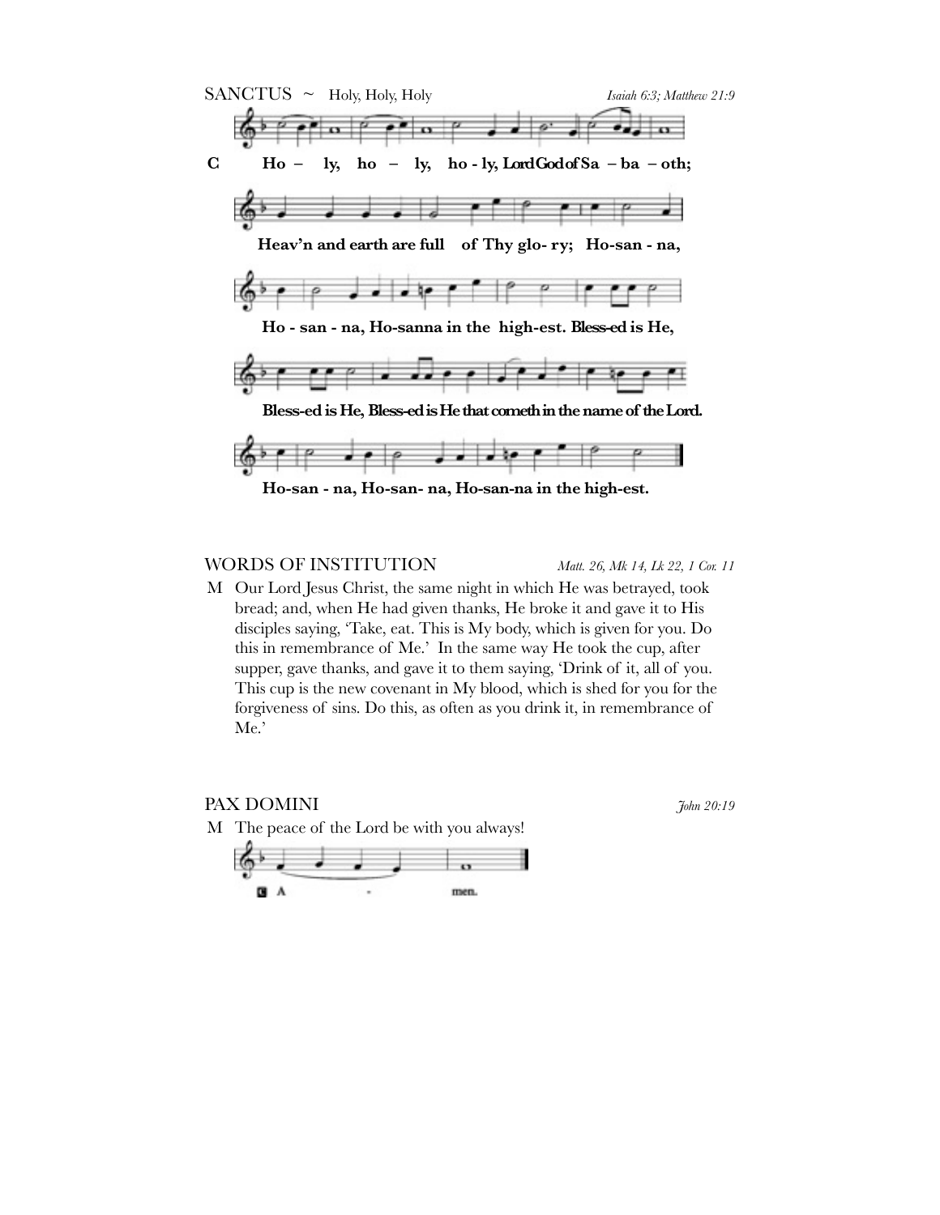## SANCTUS ~ Holy, Holy, Holy

*Isaiah 6:3; Matthew 21:9*

**C** **Ho – ly, ho – ly, ho - ly, Lord God of Sa – ba – oth;**

**Heav'n and earth are full of Thy glo- ry; Ho-san - na,**

**Ho - san - na, Ho-sanna in the high-est. Bless-ed is He,**

**Bless-ed is He, Bless-ed is He that cometh in the name of the Lord.**

**Ho-san - na, Ho-san- na, Ho-san-na in the high-est.**

## WORDS OF INSTITUTION

*Matt. 26, Mk 14, Lk 22, 1 Cor. 11*

M Our Lord Jesus Christ, the same night in which He was betrayed, took bread; and, when He had given thanks, He broke it and gave it to His disciples saying, 'Take, eat. This is My body, which is given for you. Do this in remembrance of Me.' In the same way He took the cup, after supper, gave thanks, and gave it to them saying, 'Drink of it, all of you. This cup is the new covenant in My blood, which is shed for you for the forgiveness of sins. Do this, as often as you drink it, in remembrance of Me.'

## PAX DOMINI

*John 20:19*

M The peace of the Lord be with you always!

**C** A - men.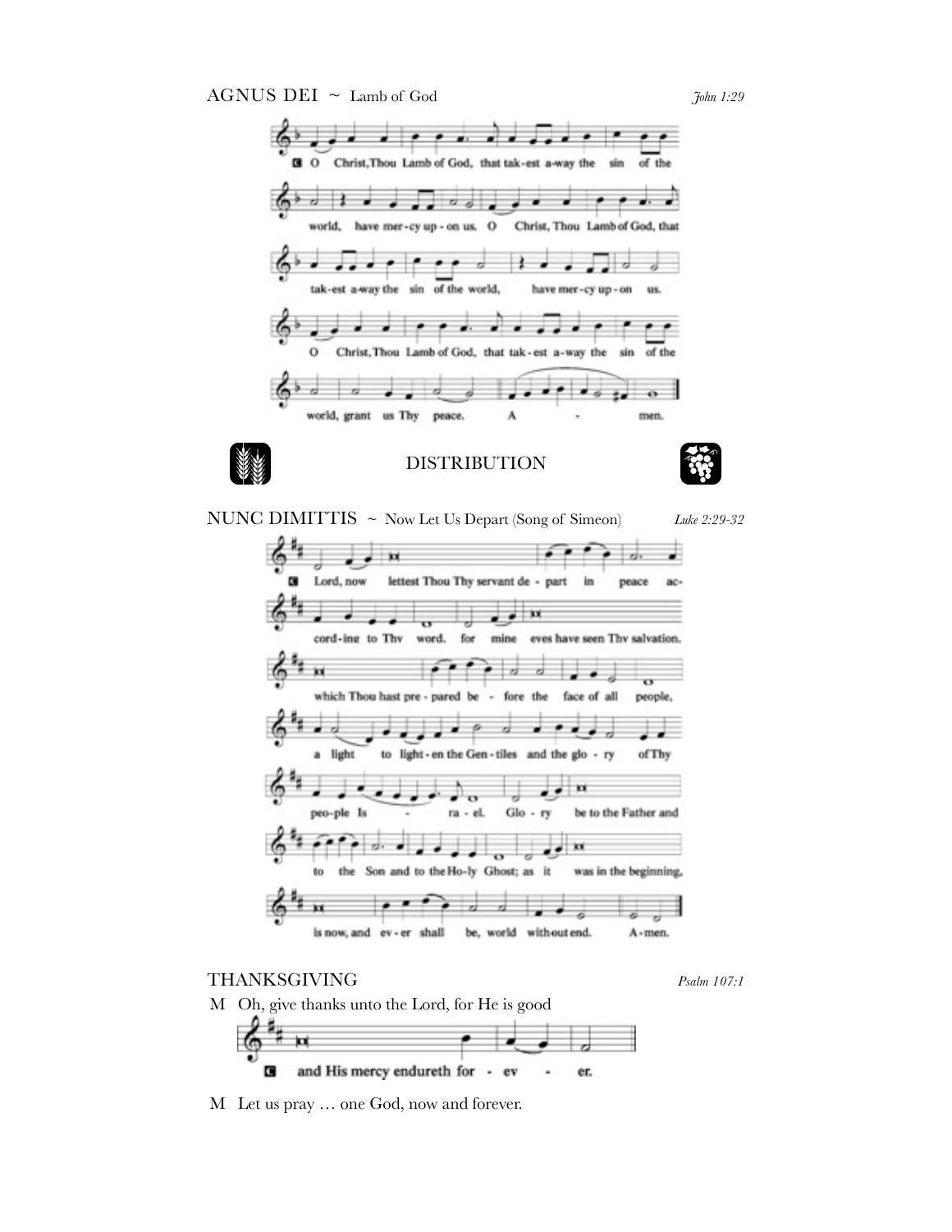## AGNUS DEI ~ Lamb of God

*John 1:29*

C O Christ, Thou Lamb of God, that takest away the sin of the world, have mercy upon us. O Christ, Thou Lamb of God, that takest away the sin of the world, have mercy upon us. O Christ, Thou Lamb of God, that takest away the sin of the world, grant us Thy peace. Amen.

## DISTRIBUTION

## NUNC DIMITTIS ~ Now Let Us Depart (Song of Simeon)

*Luke 2:29-32*

C Lord, now lettest Thou Thy servant depart in peace according to Thy word. for mine eyes have seen Thy salvation, which Thou hast prepared before the face of all people, a light to lighten the Gentiles and the glory of Thy people Israel. Glory be to the Father and to the Son and to the Holy Ghost; as it was in the beginning, is now, and ever shall be, world without end. Amen.

## THANKSGIVING

*Psalm 107:1*

M Oh, give thanks unto the Lord, for He is good

C and His mercy endureth forever.

M Let us pray … one God, now and forever.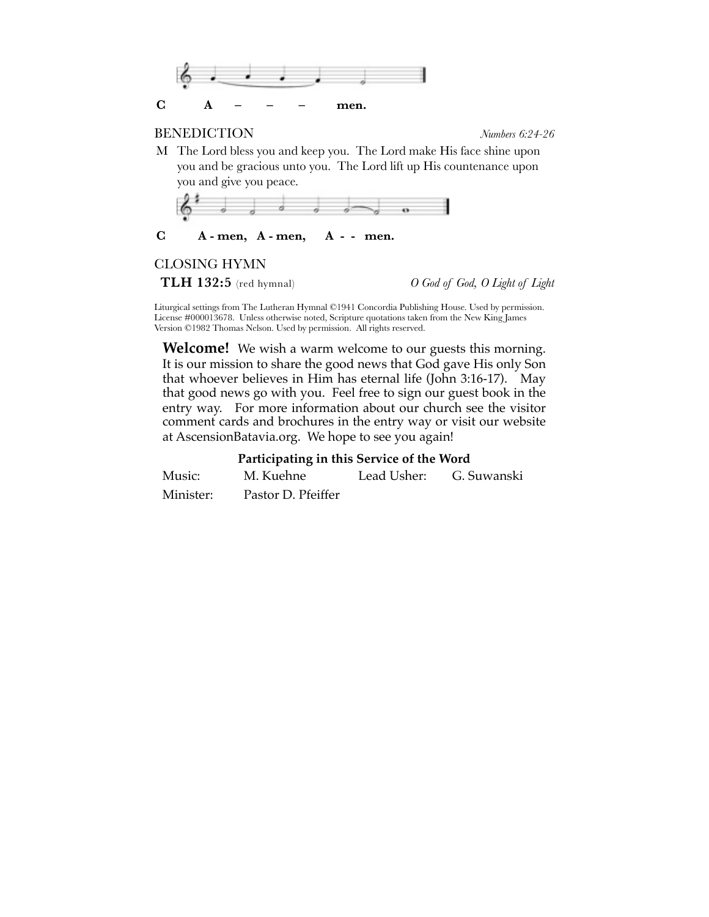**C** A – – – men.

BENEDICTION *Numbers 6:24-26*

M The Lord bless you and keep you. The Lord make His face shine upon you and be gracious unto you. The Lord lift up His countenance upon you and give you peace.

**C** **A - men, A - men, A - - men.**

CLOSING HYMN

**TLH 132:5** (red hymnal) *O God of God, O Light of Light*

Liturgical settings from The Lutheran Hymnal ©1941 Concordia Publishing House. Used by permission. License #000013678. Unless otherwise noted, Scripture quotations taken from the New King James Version ©1982 Thomas Nelson. Used by permission. All rights reserved.

**Welcome!** We wish a warm welcome to our guests this morning. It is our mission to share the good news that God gave His only Son that whoever believes in Him has eternal life (John 3:16-17). May that good news go with you. Feel free to sign our guest book in the entry way. For more information about our church see the visitor comment cards and brochures in the entry way or visit our website at AscensionBatavia.org. We hope to see you again!

**Participating in this Service of the Word**

| | | | |
|---|---|---|---|
| Music: | M. Kuehne | Lead Usher: | G. Suwanski |
| Minister: | Pastor D. Pfeiffer | | |